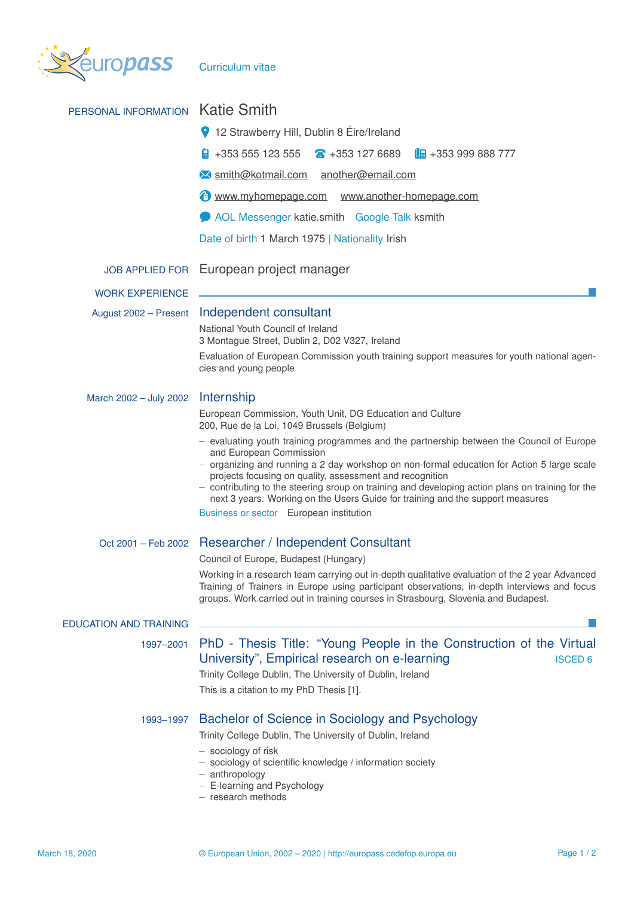europass Curriculum vitae

## PERSONAL INFORMATION

# Katie Smith

12 Strawberry Hill, Dublin 8 Éire/Ireland

+353 555 123 555 &nbsp;&nbsp; +353 127 6689 &nbsp;&nbsp; +353 999 888 777

smith@kotmail.com &nbsp;&nbsp; another@email.com

www.myhomepage.com &nbsp;&nbsp; www.another-homepage.com

AOL Messenger katie.smith &nbsp;&nbsp; Google Talk ksmith

Date of birth 1 March 1975 | Nationality Irish

## JOB APPLIED FOR

European project manager

## WORK EXPERIENCE

**August 2002 – Present**

### Independent consultant

National Youth Council of Ireland
3 Montague Street, Dublin 2, D02 V327, Ireland

Evaluation of European Commission youth training support measures for youth national agencies and young people

**March 2002 – July 2002**

### Internship

European Commission, Youth Unit, DG Education and Culture
200, Rue de la Loi, 1049 Brussels (Belgium)

- evaluating youth training programmes and the partnership between the Council of Europe and European Commission
- organizing and running a 2 day workshop on non-formal education for Action 5 large scale projects focusing on quality, assessment and recognition
- contributing to the steering sroup on training and developing action plans on training for the next 3 years. Working on the Users Guide for training and the support measures

Business or sector European institution

**Oct 2001 – Feb 2002**

### Researcher / Independent Consultant

Council of Europe, Budapest (Hungary)

Working in a research team carrying out in-depth qualitative evaluation of the 2 year Advanced Training of Trainers in Europe using participant observations, in-depth interviews and focus groups. Work carried out in training courses in Strasbourg, Slovenia and Budapest.

## EDUCATION AND TRAINING

**1997–2001**

### PhD - Thesis Title: "Young People in the Construction of the Virtual University", Empirical research on e-learning

ISCED 6

Trinity College Dublin, The University of Dublin, Ireland

This is a citation to my PhD Thesis [1].

**1993–1997**

### Bachelor of Science in Sociology and Psychology

Trinity College Dublin, The University of Dublin, Ireland

- sociology of risk
- sociology of scientific knowledge / information society
- anthropology
- E-learning and Psychology
- research methods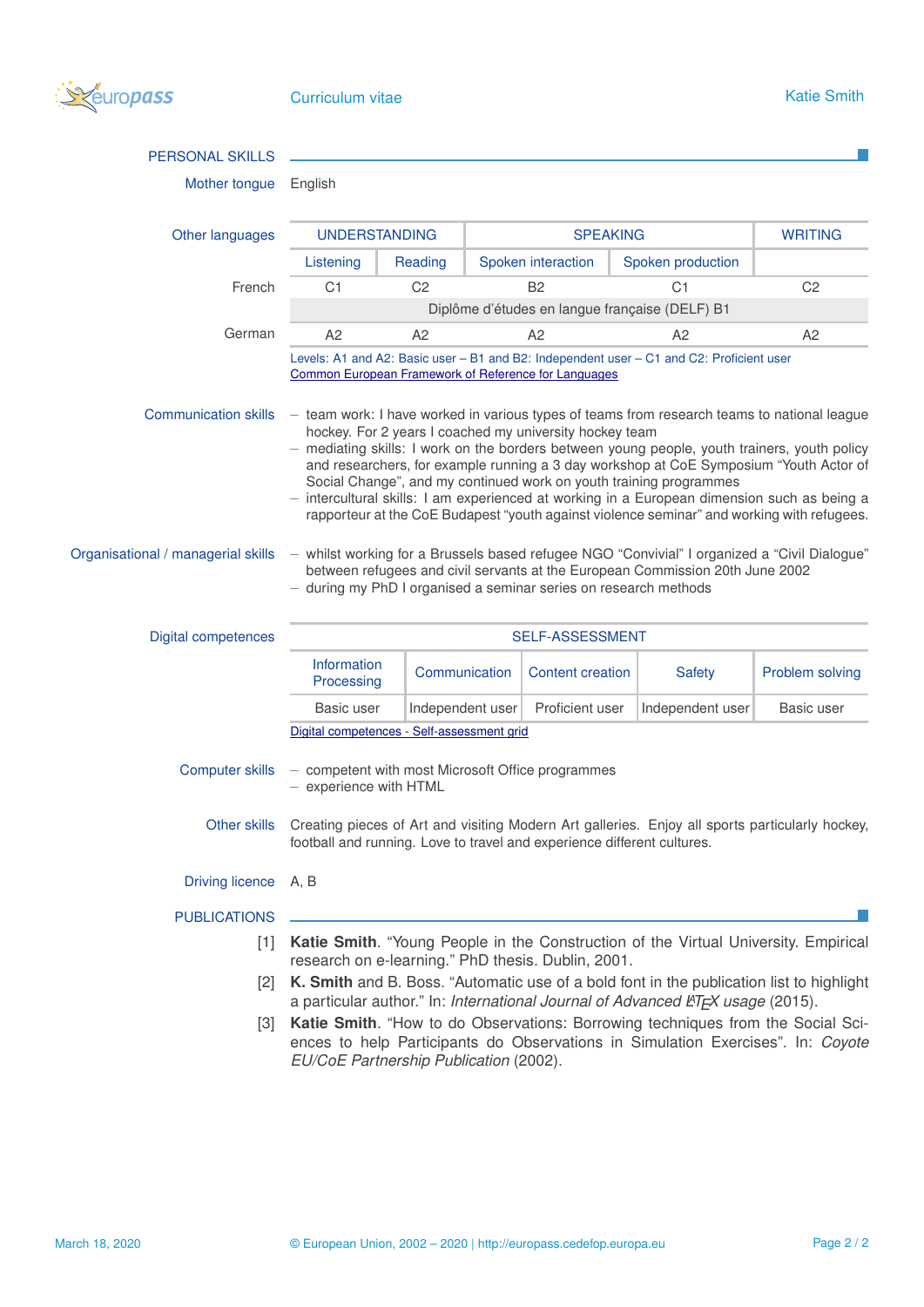## PERSONAL SKILLS

**Mother tongue** English

**Other languages**

| | UNDERSTANDING | | SPEAKING | | WRITING |
|---|---|---|---|---|---|
| | Listening | Reading | Spoken interaction | Spoken production | |
| French | C1 | C2 | B2 | C1 | C2 |
| | Diplôme d'études en langue française (DELF) B1 | | | | |
| German | A2 | A2 | A2 | A2 | A2 |

Levels: A1 and A2: Basic user – B1 and B2: Independent user – C1 and C2: Proficient user
Common European Framework of Reference for Languages

**Communication skills**

- team work: I have worked in various types of teams from research teams to national league hockey. For 2 years I coached my university hockey team
- mediating skills: I work on the borders between young people, youth trainers, youth policy and researchers, for example running a 3 day workshop at CoE Symposium "Youth Actor of Social Change", and my continued work on youth training programmes
- intercultural skills: I am experienced at working in a European dimension such as being a rapporteur at the CoE Budapest "youth against violence seminar" and working with refugees.

**Organisational / managerial skills**

- whilst working for a Brussels based refugee NGO "Convivial" I organized a "Civil Dialogue" between refugees and civil servants at the European Commission 20th June 2002
- during my PhD I organised a seminar series on research methods

**Digital competences**

| SELF-ASSESSMENT | | | | |
|---|---|---|---|---|
| Information Processing | Communication | Content creation | Safety | Problem solving |
| Basic user | Independent user | Proficient user | Independent user | Basic user |

Digital competences - Self-assessment grid

**Computer skills**

- competent with most Microsoft Office programmes
- experience with HTML

**Other skills** Creating pieces of Art and visiting Modern Art galleries. Enjoy all sports particularly hockey, football and running. Love to travel and experience different cultures.

**Driving licence** A, B

## PUBLICATIONS

[1] **Katie Smith**. "Young People in the Construction of the Virtual University. Empirical research on e-learning." PhD thesis. Dublin, 2001.

[2] **K. Smith** and B. Boss. "Automatic use of a bold font in the publication list to highlight a particular author." In: *International Journal of Advanced LaTeX usage* (2015).

[3] **Katie Smith**. "How to do Observations: Borrowing techniques from the Social Sciences to help Participants do Observations in Simulation Exercises". In: *Coyote EU/CoE Partnership Publication* (2002).